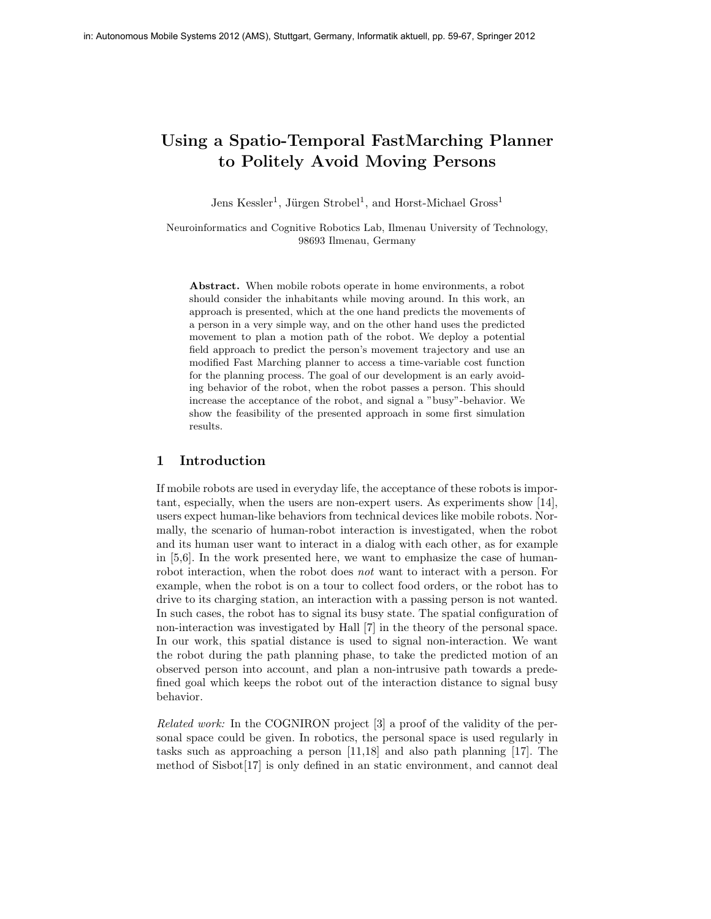in: Autonomous Mobile Systems 2012 (AMS), Stuttgart, Germany, Informatik aktuell, pp. 59-67, Springer 2012

# Using a Spatio-Temporal FastMarching Planner to Politely Avoid Moving Persons

Jens Kessler[1], Jürgen Strobel[1], and Horst-Michael Gross[1]

Neuroinformatics and Cognitive Robotics Lab, Ilmenau University of Technology, 98693 Ilmenau, Germany

**Abstract.** When mobile robots operate in home environments, a robot should consider the inhabitants while moving around. In this work, an approach is presented, which at the one hand predicts the movements of a person in a very simple way, and on the other hand uses the predicted movement to plan a motion path of the robot. We deploy a potential field approach to predict the person's movement trajectory and use an modified Fast Marching planner to access a time-variable cost function for the planning process. The goal of our development is an early avoiding behavior of the robot, when the robot passes a person. This should increase the acceptance of the robot, and signal a "busy"-behavior. We show the feasibility of the presented approach in some first simulation results.

## 1 Introduction

If mobile robots are used in everyday life, the acceptance of these robots is important, especially, when the users are non-expert users. As experiments show [14], users expect human-like behaviors from technical devices like mobile robots. Normally, the scenario of human-robot interaction is investigated, when the robot and its human user want to interact in a dialog with each other, as for example in [5,6]. In the work presented here, we want to emphasize the case of human-robot interaction, when the robot does *not* want to interact with a person. For example, when the robot is on a tour to collect food orders, or the robot has to drive to its charging station, an interaction with a passing person is not wanted. In such cases, the robot has to signal its busy state. The spatial configuration of non-interaction was investigated by Hall [7] in the theory of the personal space. In our work, this spatial distance is used to signal non-interaction. We want the robot during the path planning phase, to take the predicted motion of an observed person into account, and plan a non-intrusive path towards a predefined goal which keeps the robot out of the interaction distance to signal busy behavior.

*Related work:* In the COGNIRON project [3] a proof of the validity of the personal space could be given. In robotics, the personal space is used regularly in tasks such as approaching a person [11,18] and also path planning [17]. The method of Sisbot[17] is only defined in an static environment, and cannot deal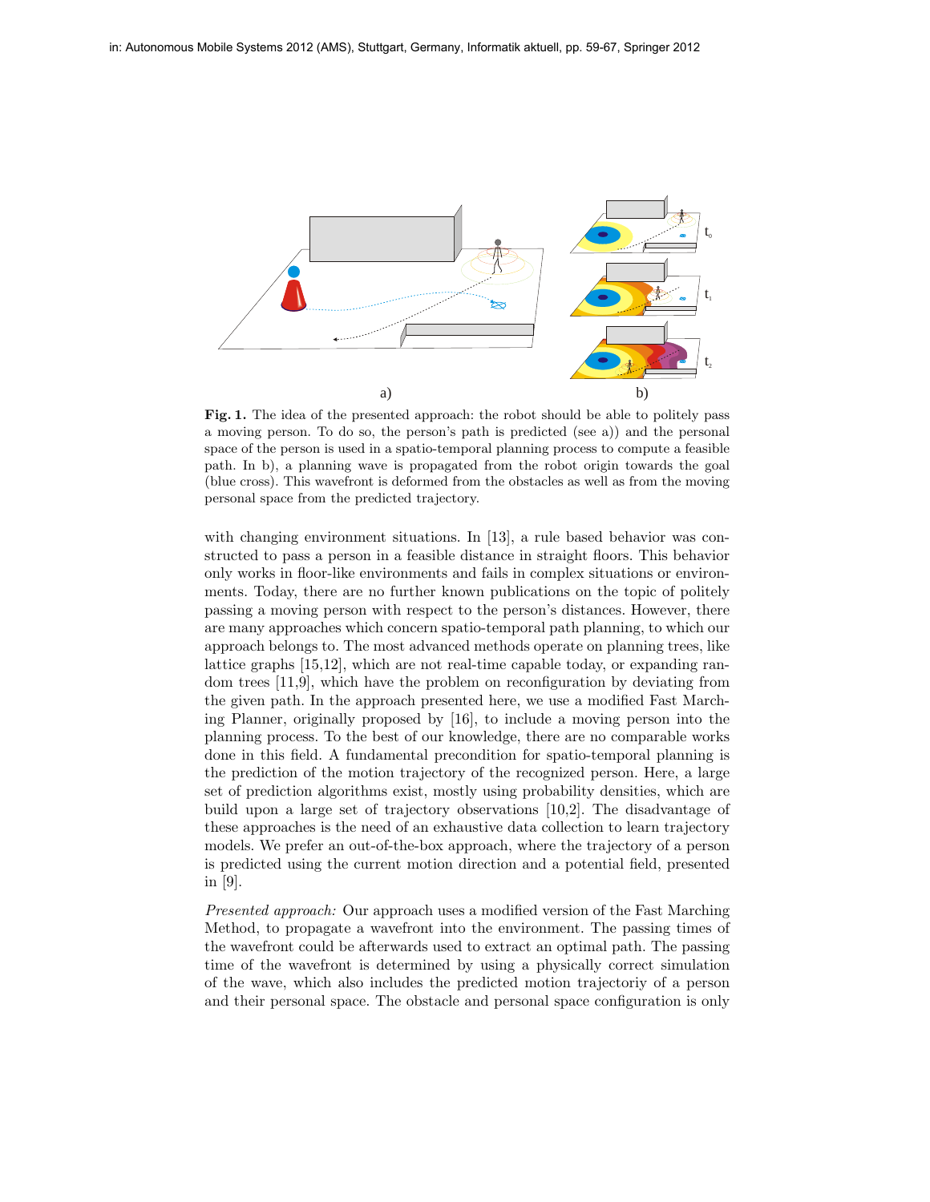**Fig. 1.** The idea of the presented approach: the robot should be able to politely pass a moving person. To do so, the person's path is predicted (see a)) and the personal space of the person is used in a spatio-temporal planning process to compute a feasible path. In b), a planning wave is propagated from the robot origin towards the goal (blue cross). This wavefront is deformed from the obstacles as well as from the moving personal space from the predicted trajectory.

with changing environment situations. In [13], a rule based behavior was constructed to pass a person in a feasible distance in straight floors. This behavior only works in floor-like environments and fails in complex situations or environments. Today, there are no further known publications on the topic of politely passing a moving person with respect to the person's distances. However, there are many approaches which concern spatio-temporal path planning, to which our approach belongs to. The most advanced methods operate on planning trees, like lattice graphs [15,12], which are not real-time capable today, or expanding random trees [11,9], which have the problem on reconfiguration by deviating from the given path. In the approach presented here, we use a modified Fast Marching Planner, originally proposed by [16], to include a moving person into the planning process. To the best of our knowledge, there are no comparable works done in this field. A fundamental precondition for spatio-temporal planning is the prediction of the motion trajectory of the recognized person. Here, a large set of prediction algorithms exist, mostly using probability densities, which are build upon a large set of trajectory observations [10,2]. The disadvantage of these approaches is the need of an exhaustive data collection to learn trajectory models. We prefer an out-of-the-box approach, where the trajectory of a person is predicted using the current motion direction and a potential field, presented in [9].

*Presented approach:* Our approach uses a modified version of the Fast Marching Method, to propagate a wavefront into the environment. The passing times of the wavefront could be afterwards used to extract an optimal path. The passing time of the wavefront is determined by using a physically correct simulation of the wave, which also includes the predicted motion trajectoriy of a person and their personal space. The obstacle and personal space configuration is only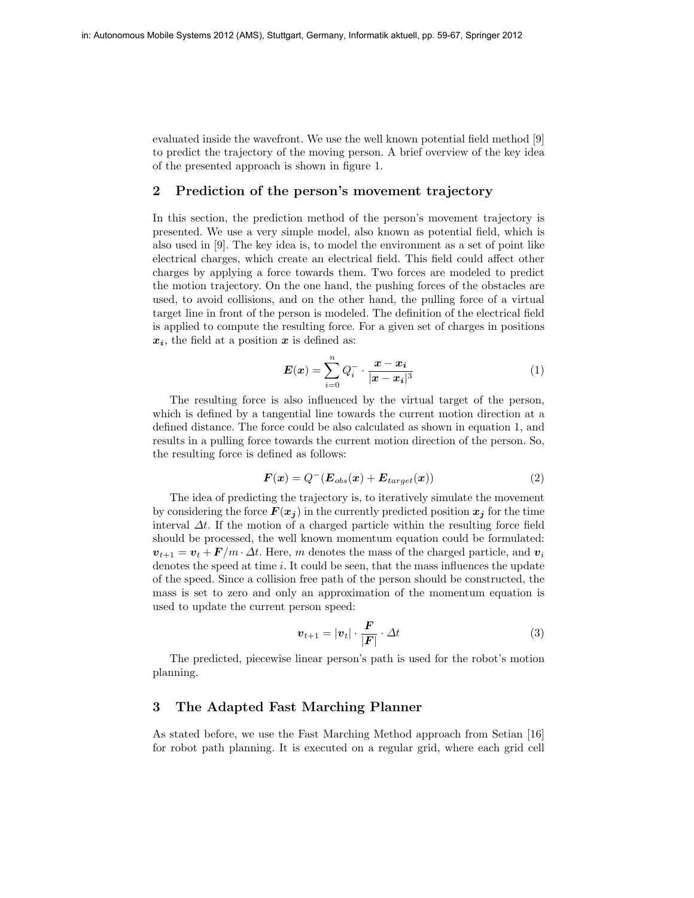evaluated inside the wavefront. We use the well known potential field method [9] to predict the trajectory of the moving person. A brief overview of the key idea of the presented approach is shown in figure 1.

## 2 Prediction of the person's movement trajectory

In this section, the prediction method of the person's movement trajectory is presented. We use a very simple model, also known as potential field, which is also used in [9]. The key idea is, to model the environment as a set of point like electrical charges, which create an electrical field. This field could affect other charges by applying a force towards them. Two forces are modeled to predict the motion trajectory. On the one hand, the pushing forces of the obstacles are used, to avoid collisions, and on the other hand, the pulling force of a virtual target line in front of the person is modeled. The definition of the electrical field is applied to compute the resulting force. For a given set of charges in positions $\boldsymbol{x_i}$, the field at a position $\boldsymbol{x}$ is defined as:

$$\boldsymbol{E}(\boldsymbol{x}) = \sum_{i=0}^{n} Q_i^- \cdot \frac{\boldsymbol{x} - \boldsymbol{x_i}}{|\boldsymbol{x} - \boldsymbol{x_i}|^3} \tag{1}$$

The resulting force is also influenced by the virtual target of the person, which is defined by a tangential line towards the current motion direction at a defined distance. The force could be also calculated as shown in equation 1, and results in a pulling force towards the current motion direction of the person. So, the resulting force is defined as follows:

$$\boldsymbol{F}(\boldsymbol{x}) = Q^-(\boldsymbol{E}_{obs}(\boldsymbol{x}) + \boldsymbol{E}_{target}(\boldsymbol{x})) \tag{2}$$

The idea of predicting the trajectory is, to iteratively simulate the movement by considering the force $\boldsymbol{F}(\boldsymbol{x_j})$ in the currently predicted position $\boldsymbol{x_j}$ for the time interval $\Delta t$. If the motion of a charged particle within the resulting force field should be processed, the well known momentum equation could be formulated: $\boldsymbol{v}_{t+1} = \boldsymbol{v}_t + \boldsymbol{F}/m \cdot \Delta t$. Here, $m$ denotes the mass of the charged particle, and $\boldsymbol{v}_i$ denotes the speed at time $i$. It could be seen, that the mass influences the update of the speed. Since a collision free path of the person should be constructed, the mass is set to zero and only an approximation of the momentum equation is used to update the current person speed:

$$\boldsymbol{v}_{t+1} = |\boldsymbol{v}_t| \cdot \frac{\boldsymbol{F}}{|\boldsymbol{F}|} \cdot \Delta t \tag{3}$$

The predicted, piecewise linear person's path is used for the robot's motion planning.

## 3 The Adapted Fast Marching Planner

As stated before, we use the Fast Marching Method approach from Setian [16] for robot path planning. It is executed on a regular grid, where each grid cell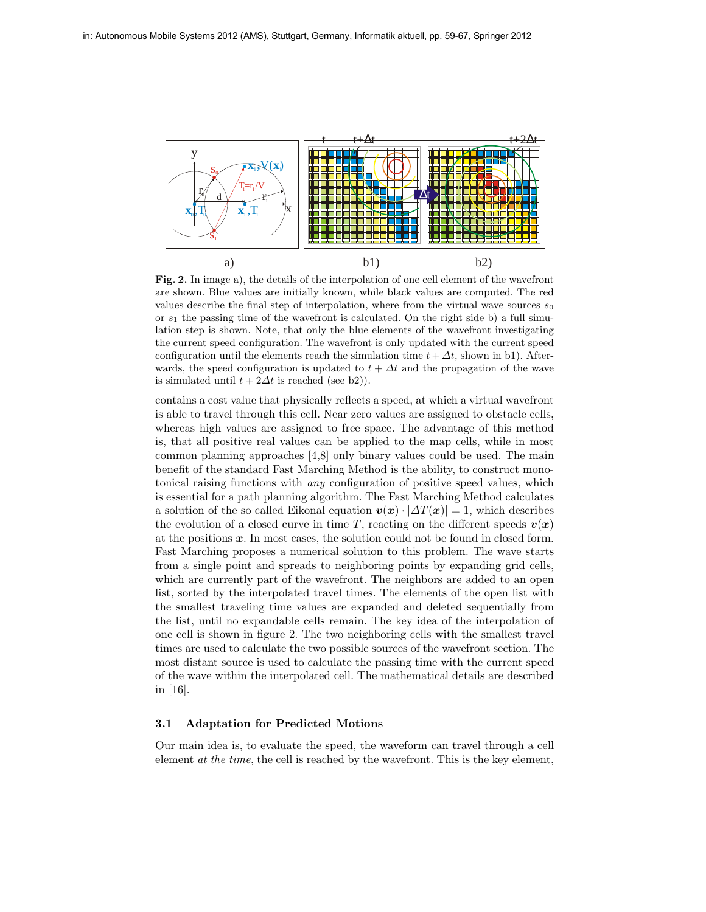Fig. 2. In image a), the details of the interpolation of one cell element of the wavefront are shown. Blue values are initially known, while black values are computed. The red values describe the final step of interpolation, where from the virtual wave sources $s_0$ or $s_1$ the passing time of the wavefront is calculated. On the right side b) a full simulation step is shown. Note, that only the blue elements of the wavefront investigating the current speed configuration. The wavefront is only updated with the current speed configuration until the elements reach the simulation time $t + \Delta t$, shown in b1). Afterwards, the speed configuration is updated to $t + \Delta t$ and the propagation of the wave is simulated until $t + 2\Delta t$ is reached (see b2)).

contains a cost value that physically reflects a speed, at which a virtual wavefront is able to travel through this cell. Near zero values are assigned to obstacle cells, whereas high values are assigned to free space. The advantage of this method is, that all positive real values can be applied to the map cells, while in most common planning approaches [4,8] only binary values could be used. The main benefit of the standard Fast Marching Method is the ability, to construct monotonical raising functions with *any* configuration of positive speed values, which is essential for a path planning algorithm. The Fast Marching Method calculates a solution of the so called Eikonal equation $\boldsymbol{v}(\boldsymbol{x}) \cdot |\Delta T(\boldsymbol{x})| = 1$, which describes the evolution of a closed curve in time $T$, reacting on the different speeds $\boldsymbol{v}(\boldsymbol{x})$ at the positions $\boldsymbol{x}$. In most cases, the solution could not be found in closed form. Fast Marching proposes a numerical solution to this problem. The wave starts from a single point and spreads to neighboring points by expanding grid cells, which are currently part of the wavefront. The neighbors are added to an open list, sorted by the interpolated travel times. The elements of the open list with the smallest traveling time values are expanded and deleted sequentially from the list, until no expandable cells remain. The key idea of the interpolation of one cell is shown in figure 2. The two neighboring cells with the smallest travel times are used to calculate the two possible sources of the wavefront section. The most distant source is used to calculate the passing time with the current speed of the wave within the interpolated cell. The mathematical details are described in [16].

### 3.1 Adaptation for Predicted Motions

Our main idea is, to evaluate the speed, the waveform can travel through a cell element *at the time*, the cell is reached by the wavefront. This is the key element,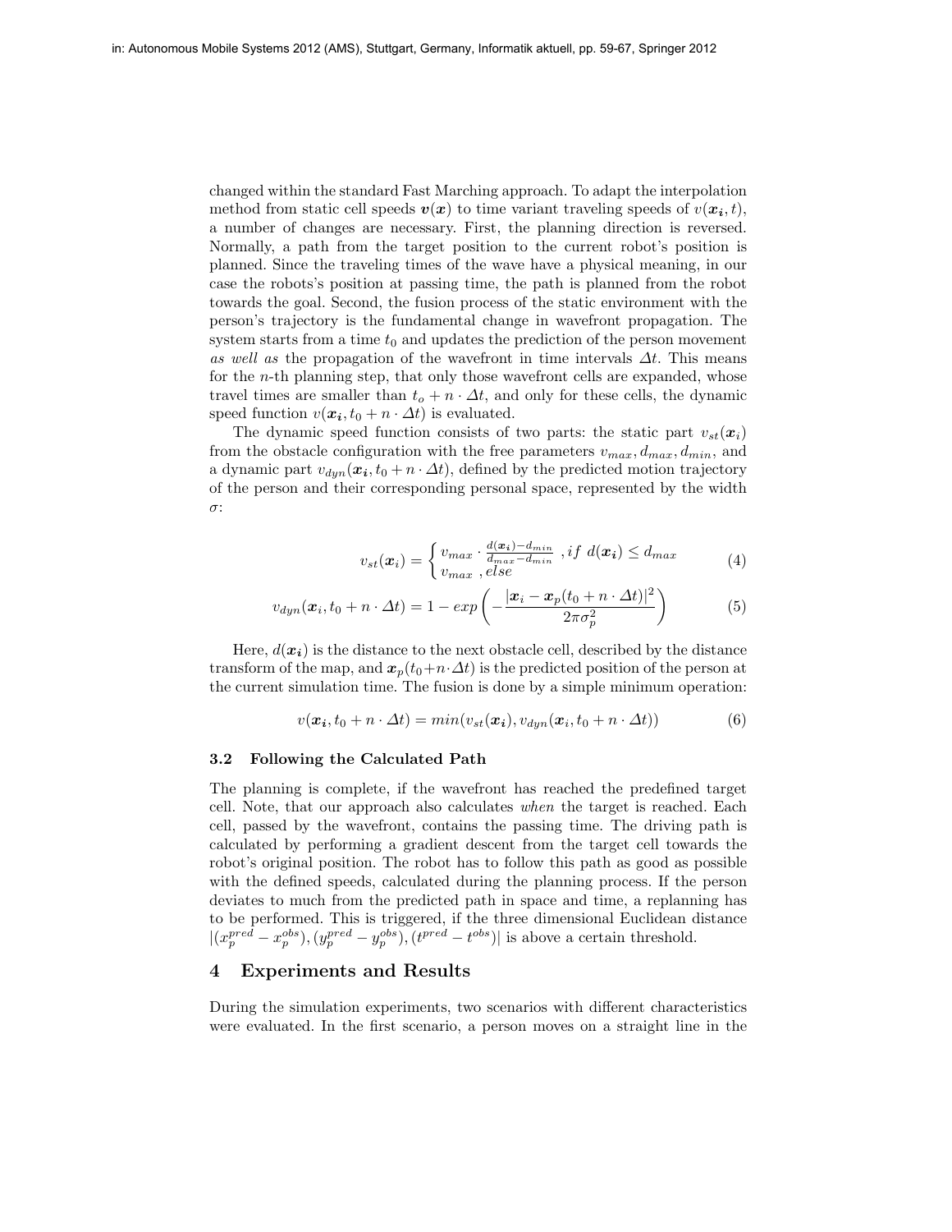changed within the standard Fast Marching approach. To adapt the interpolation method from static cell speeds $\boldsymbol{v}(\boldsymbol{x})$ to time variant traveling speeds of $v(\boldsymbol{x_i}, t)$, a number of changes are necessary. First, the planning direction is reversed. Normally, a path from the target position to the current robot's position is planned. Since the traveling times of the wave have a physical meaning, in our case the robots's position at passing time, the path is planned from the robot towards the goal. Second, the fusion process of the static environment with the person's trajectory is the fundamental change in wavefront propagation. The system starts from a time $t_0$ and updates the prediction of the person movement *as well as* the propagation of the wavefront in time intervals $\Delta t$. This means for the $n$-th planning step, that only those wavefront cells are expanded, whose travel times are smaller than $t_o + n \cdot \Delta t$, and only for these cells, the dynamic speed function $v(\boldsymbol{x_i}, t_0 + n \cdot \Delta t)$ is evaluated.

The dynamic speed function consists of two parts: the static part $v_{st}(\boldsymbol{x}_i)$ from the obstacle configuration with the free parameters $v_{max}, d_{max}, d_{min}$, and a dynamic part $v_{dyn}(\boldsymbol{x_i}, t_0 + n \cdot \Delta t)$, defined by the predicted motion trajectory of the person and their corresponding personal space, represented by the width $\sigma$:

$$v_{st}(\boldsymbol{x_i}) = \begin{cases} v_{max} \cdot \frac{d(\boldsymbol{x_i}) - d_{min}}{d_{max} - d_{min}} & , if \ d(\boldsymbol{x_i}) \leq d_{max} \\ v_{max} & , else \end{cases} \tag{4}$$

$$v_{dyn}(\boldsymbol{x}_i, t_0 + n \cdot \Delta t) = 1 - exp\left(-\frac{|\boldsymbol{x}_i - \boldsymbol{x}_p(t_0 + n \cdot \Delta t)|^2}{2\pi\sigma_p^2}\right) \tag{5}$$

Here, $d(\boldsymbol{x_i})$ is the distance to the next obstacle cell, described by the distance transform of the map, and $\boldsymbol{x}_p(t_0 + n \cdot \Delta t)$ is the predicted position of the person at the current simulation time. The fusion is done by a simple minimum operation:

$$v(\boldsymbol{x_i}, t_0 + n \cdot \Delta t) = min(v_{st}(\boldsymbol{x_i}), v_{dyn}(\boldsymbol{x}_i, t_0 + n \cdot \Delta t)) \tag{6}$$

### 3.2 Following the Calculated Path

The planning is complete, if the wavefront has reached the predefined target cell. Note, that our approach also calculates *when* the target is reached. Each cell, passed by the wavefront, contains the passing time. The driving path is calculated by performing a gradient descent from the target cell towards the robot's original position. The robot has to follow this path as good as possible with the defined speeds, calculated during the planning process. If the person deviates to much from the predicted path in space and time, a replanning has to be performed. This is triggered, if the three dimensional Euclidean distance $|(x_p^{pred} - x_p^{obs}), (y_p^{pred} - y_p^{obs}), (t^{pred} - t^{obs})|$ is above a certain threshold.

## 4 Experiments and Results

During the simulation experiments, two scenarios with different characteristics were evaluated. In the first scenario, a person moves on a straight line in the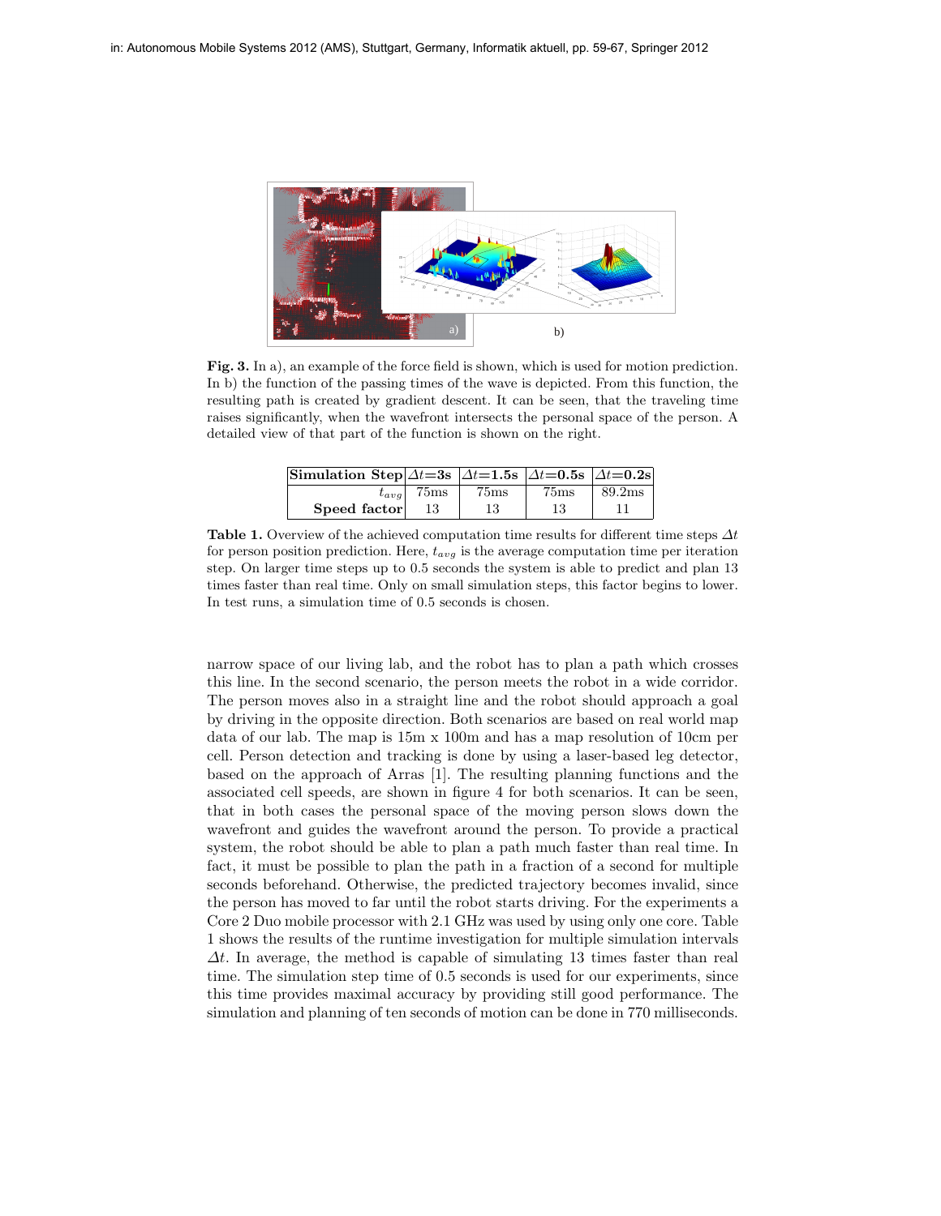**Fig. 3.** In a), an example of the force field is shown, which is used for motion prediction. In b) the function of the passing times of the wave is depicted. From this function, the resulting path is created by gradient descent. It can be seen, that the traveling time raises significantly, when the wavefront intersects the personal space of the person. A detailed view of that part of the function is shown on the right.

| **Simulation Step** | $\Delta t$=**3s** | $\Delta t$=**1.5s** | $\Delta t$=**0.5s** | $\Delta t$=**0.2s** |
|---|---|---|---|---|
| $t_{avg}$ | 75ms | 75ms | 75ms | 89.2ms |
| **Speed factor** | 13 | 13 | 13 | 11 |

**Table 1.** Overview of the achieved computation time results for different time steps $\Delta t$ for person position prediction. Here, $t_{avg}$ is the average computation time per iteration step. On larger time steps up to 0.5 seconds the system is able to predict and plan 13 times faster than real time. Only on small simulation steps, this factor begins to lower. In test runs, a simulation time of 0.5 seconds is chosen.

narrow space of our living lab, and the robot has to plan a path which crosses this line. In the second scenario, the person meets the robot in a wide corridor. The person moves also in a straight line and the robot should approach a goal by driving in the opposite direction. Both scenarios are based on real world map data of our lab. The map is 15m x 100m and has a map resolution of 10cm per cell. Person detection and tracking is done by using a laser-based leg detector, based on the approach of Arras [1]. The resulting planning functions and the associated cell speeds, are shown in figure 4 for both scenarios. It can be seen, that in both cases the personal space of the moving person slows down the wavefront and guides the wavefront around the person. To provide a practical system, the robot should be able to plan a path much faster than real time. In fact, it must be possible to plan the path in a fraction of a second for multiple seconds beforehand. Otherwise, the predicted trajectory becomes invalid, since the person has moved to far until the robot starts driving. For the experiments a Core 2 Duo mobile processor with 2.1 GHz was used by using only one core. Table 1 shows the results of the runtime investigation for multiple simulation intervals $\Delta t$. In average, the method is capable of simulating 13 times faster than real time. The simulation step time of 0.5 seconds is used for our experiments, since this time provides maximal accuracy by providing still good performance. The simulation and planning of ten seconds of motion can be done in 770 milliseconds.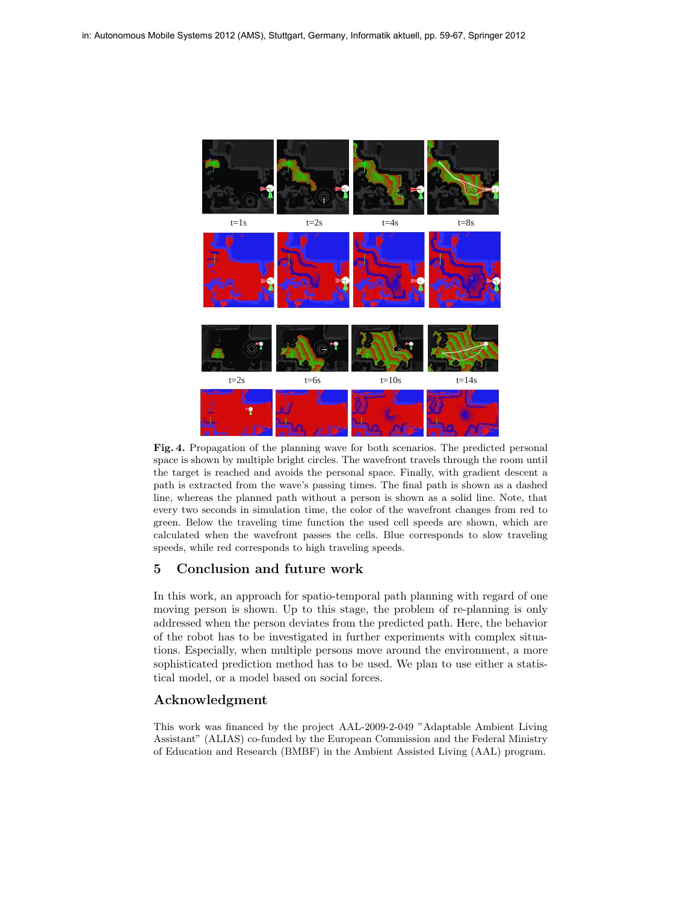t=1s t=2s t=4s t=8s

t=2s t=6s t=10s t=14s

**Fig. 4.** Propagation of the planning wave for both scenarios. The predicted personal space is shown by multiple bright circles. The wavefront travels through the room until the target is reached and avoids the personal space. Finally, with gradient descent a path is extracted from the wave's passing times. The final path is shown as a dashed line, whereas the planned path without a person is shown as a solid line. Note, that every two seconds in simulation time, the color of the wavefront changes from red to green. Below the traveling time function the used cell speeds are shown, which are calculated when the wavefront passes the cells. Blue corresponds to slow traveling speeds, while red corresponds to high traveling speeds.

## 5 Conclusion and future work

In this work, an approach for spatio-temporal path planning with regard of one moving person is shown. Up to this stage, the problem of re-planning is only addressed when the person deviates from the predicted path. Here, the behavior of the robot has to be investigated in further experiments with complex situations. Especially, when multiple persons move around the environment, a more sophisticated prediction method has to be used. We plan to use either a statistical model, or a model based on social forces.

## Acknowledgment

This work was financed by the project AAL-2009-2-049 "Adaptable Ambient Living Assistant" (ALIAS) co-funded by the European Commission and the Federal Ministry of Education and Research (BMBF) in the Ambient Assisted Living (AAL) program.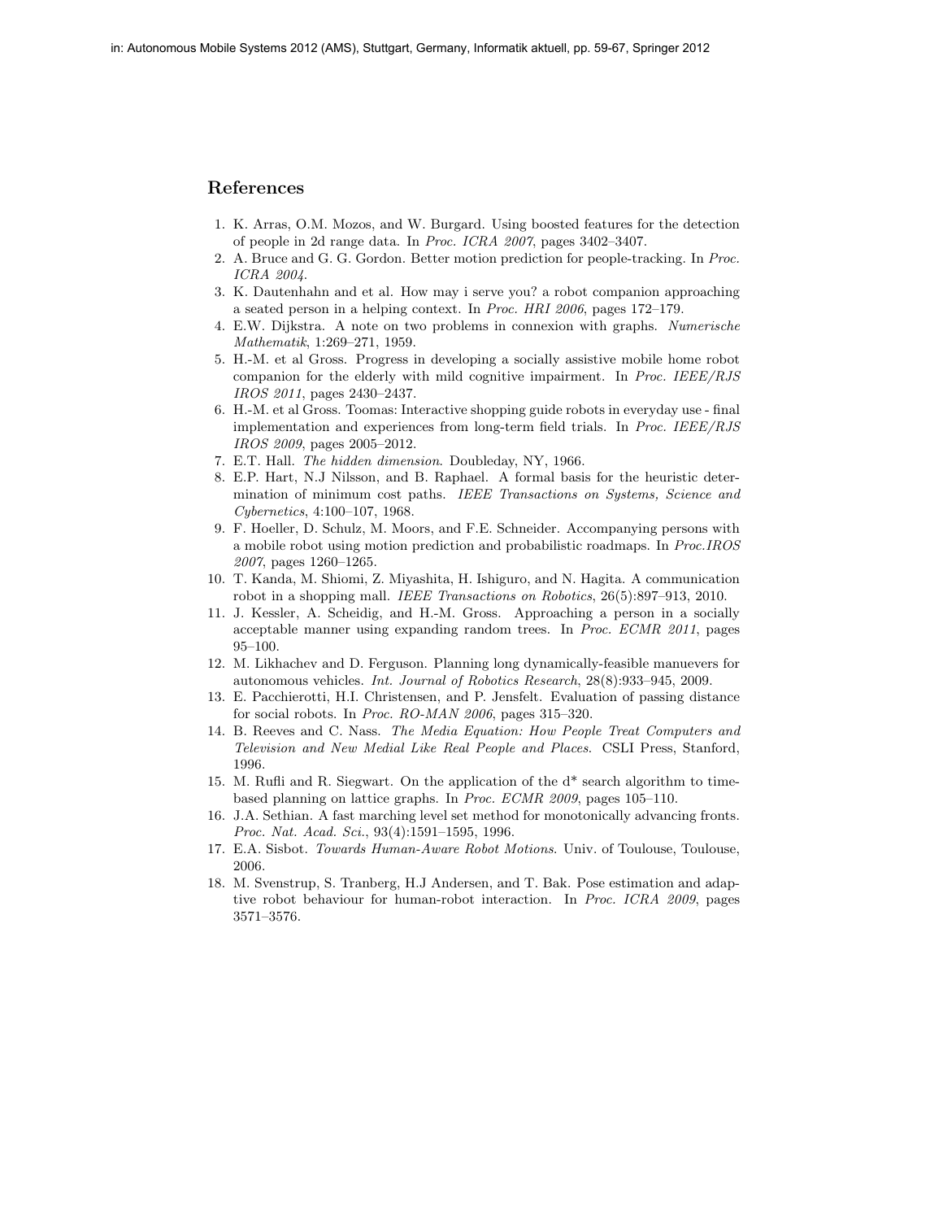## References

1. K. Arras, O.M. Mozos, and W. Burgard. Using boosted features for the detection of people in 2d range data. In *Proc. ICRA 2007*, pages 3402–3407.
2. A. Bruce and G. G. Gordon. Better motion prediction for people-tracking. In *Proc. ICRA 2004*.
3. K. Dautenhahn and et al. How may i serve you? a robot companion approaching a seated person in a helping context. In *Proc. HRI 2006*, pages 172–179.
4. E.W. Dijkstra. A note on two problems in connexion with graphs. *Numerische Mathematik*, 1:269–271, 1959.
5. H.-M. et al Gross. Progress in developing a socially assistive mobile home robot companion for the elderly with mild cognitive impairment. In *Proc. IEEE/RJS IROS 2011*, pages 2430–2437.
6. H.-M. et al Gross. Toomas: Interactive shopping guide robots in everyday use - final implementation and experiences from long-term field trials. In *Proc. IEEE/RJS IROS 2009*, pages 2005–2012.
7. E.T. Hall. *The hidden dimension*. Doubleday, NY, 1966.
8. E.P. Hart, N.J Nilsson, and B. Raphael. A formal basis for the heuristic determination of minimum cost paths. *IEEE Transactions on Systems, Science and Cybernetics*, 4:100–107, 1968.
9. F. Hoeller, D. Schulz, M. Moors, and F.E. Schneider. Accompanying persons with a mobile robot using motion prediction and probabilistic roadmaps. In *Proc.IROS 2007*, pages 1260–1265.
10. T. Kanda, M. Shiomi, Z. Miyashita, H. Ishiguro, and N. Hagita. A communication robot in a shopping mall. *IEEE Transactions on Robotics*, 26(5):897–913, 2010.
11. J. Kessler, A. Scheidig, and H.-M. Gross. Approaching a person in a socially acceptable manner using expanding random trees. In *Proc. ECMR 2011*, pages 95–100.
12. M. Likhachev and D. Ferguson. Planning long dynamically-feasible manuevers for autonomous vehicles. *Int. Journal of Robotics Research*, 28(8):933–945, 2009.
13. E. Pacchierotti, H.I. Christensen, and P. Jensfelt. Evaluation of passing distance for social robots. In *Proc. RO-MAN 2006*, pages 315–320.
14. B. Reeves and C. Nass. *The Media Equation: How People Treat Computers and Television and New Medial Like Real People and Places*. CSLI Press, Stanford, 1996.
15. M. Rufli and R. Siegwart. On the application of the d* search algorithm to time-based planning on lattice graphs. In *Proc. ECMR 2009*, pages 105–110.
16. J.A. Sethian. A fast marching level set method for monotonically advancing fronts. *Proc. Nat. Acad. Sci.*, 93(4):1591–1595, 1996.
17. E.A. Sisbot. *Towards Human-Aware Robot Motions*. Univ. of Toulouse, Toulouse, 2006.
18. M. Svenstrup, S. Tranberg, H.J Andersen, and T. Bak. Pose estimation and adaptive robot behaviour for human-robot interaction. In *Proc. ICRA 2009*, pages 3571–3576.